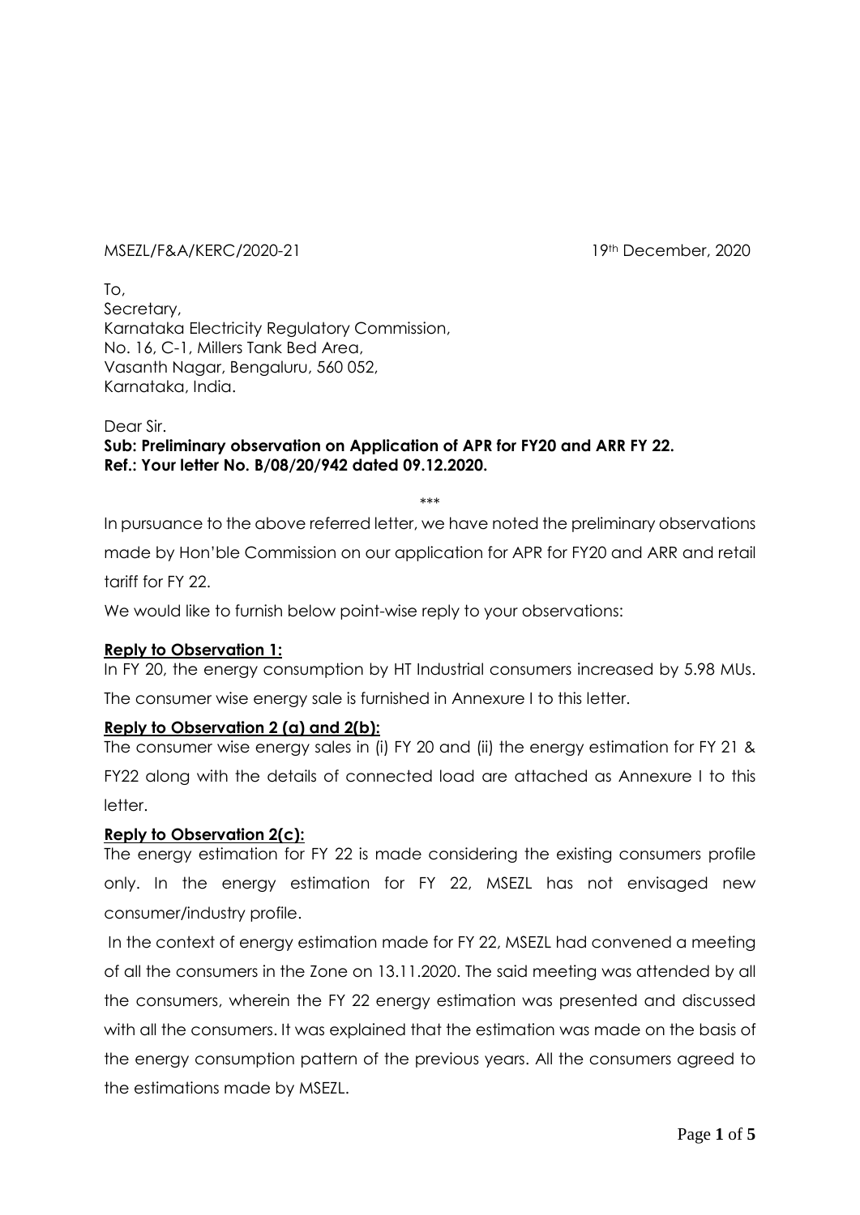MSEZL/F&A/KERC/2020-21 19th December, 2020

To,
Secretary,
Karnataka Electricity Regulatory Commission,
No. 16, C-1, Millers Tank Bed Area,
Vasanth Nagar, Bengaluru, 560 052,
Karnataka, India.

Dear Sir.

**Sub: Preliminary observation on Application of APR for FY20 and ARR FY 22.**
**Ref.: Your letter No. B/08/20/942 dated 09.12.2020.**

\*\*\*

In pursuance to the above referred letter, we have noted the preliminary observations made by Hon'ble Commission on our application for APR for FY20 and ARR and retail tariff for FY 22.

We would like to furnish below point-wise reply to your observations:

**Reply to Observation 1:**

In FY 20, the energy consumption by HT Industrial consumers increased by 5.98 MUs. The consumer wise energy sale is furnished in Annexure I to this letter.

**Reply to Observation 2 (a) and 2(b):**

The consumer wise energy sales in (i) FY 20 and (ii) the energy estimation for FY 21 & FY22 along with the details of connected load are attached as Annexure I to this letter.

**Reply to Observation 2(c):**

The energy estimation for FY 22 is made considering the existing consumers profile only. In the energy estimation for FY 22, MSEZL has not envisaged new consumer/industry profile.

In the context of energy estimation made for FY 22, MSEZL had convened a meeting of all the consumers in the Zone on 13.11.2020. The said meeting was attended by all the consumers, wherein the FY 22 energy estimation was presented and discussed with all the consumers. It was explained that the estimation was made on the basis of the energy consumption pattern of the previous years. All the consumers agreed to the estimations made by MSEZL.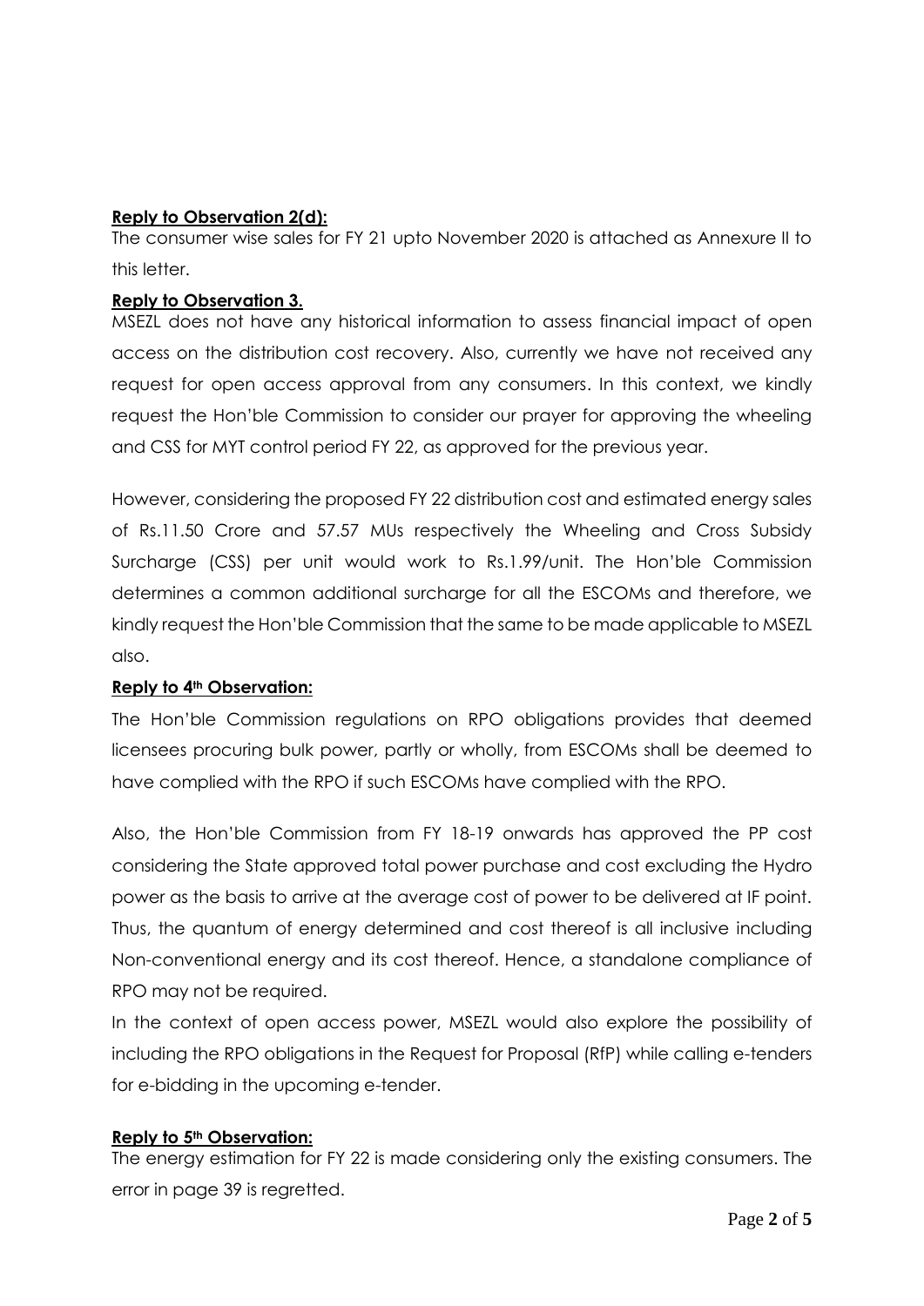**Reply to Observation 2(d):**

The consumer wise sales for FY 21 upto November 2020 is attached as Annexure II to this letter.

**Reply to Observation 3.**

MSEZL does not have any historical information to assess financial impact of open access on the distribution cost recovery. Also, currently we have not received any request for open access approval from any consumers. In this context, we kindly request the Hon'ble Commission to consider our prayer for approving the wheeling and CSS for MYT control period FY 22, as approved for the previous year.

However, considering the proposed FY 22 distribution cost and estimated energy sales of Rs.11.50 Crore and 57.57 MUs respectively the Wheeling and Cross Subsidy Surcharge (CSS) per unit would work to Rs.1.99/unit. The Hon'ble Commission determines a common additional surcharge for all the ESCOMs and therefore, we kindly request the Hon'ble Commission that the same to be made applicable to MSEZL also.

**Reply to 4th Observation:**

The Hon'ble Commission regulations on RPO obligations provides that deemed licensees procuring bulk power, partly or wholly, from ESCOMs shall be deemed to have complied with the RPO if such ESCOMs have complied with the RPO.

Also, the Hon'ble Commission from FY 18-19 onwards has approved the PP cost considering the State approved total power purchase and cost excluding the Hydro power as the basis to arrive at the average cost of power to be delivered at IF point. Thus, the quantum of energy determined and cost thereof is all inclusive including Non-conventional energy and its cost thereof. Hence, a standalone compliance of RPO may not be required.

In the context of open access power, MSEZL would also explore the possibility of including the RPO obligations in the Request for Proposal (RfP) while calling e-tenders for e-bidding in the upcoming e-tender.

**Reply to 5th Observation:**

The energy estimation for FY 22 is made considering only the existing consumers. The error in page 39 is regretted.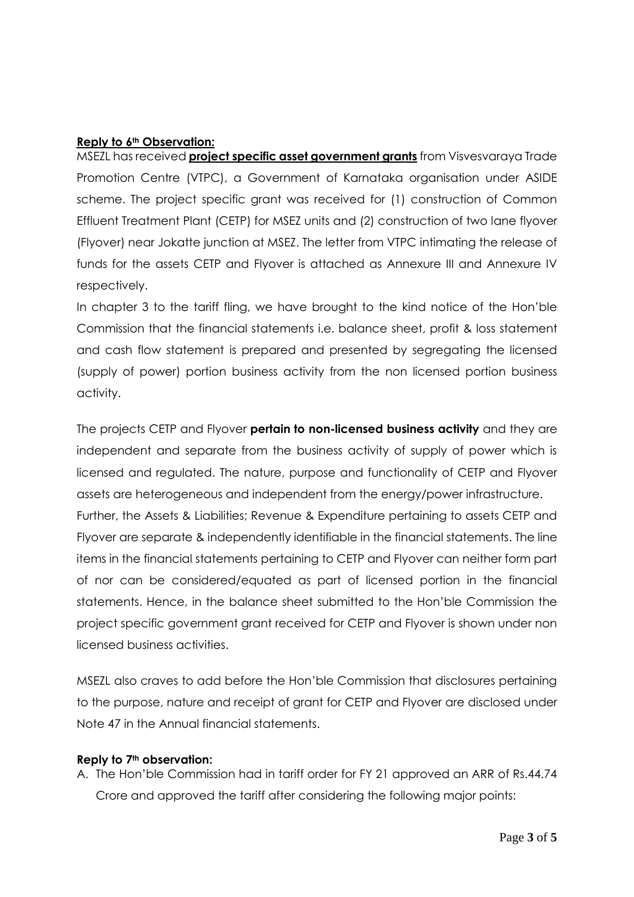**Reply to 6th Observation:**

MSEZL has received **project specific asset government grants** from Visvesvaraya Trade Promotion Centre (VTPC), a Government of Karnataka organisation under ASIDE scheme. The project specific grant was received for (1) construction of Common Effluent Treatment Plant (CETP) for MSEZ units and (2) construction of two lane flyover (Flyover) near Jokatte junction at MSEZ. The letter from VTPC intimating the release of funds for the assets CETP and Flyover is attached as Annexure III and Annexure IV respectively.

In chapter 3 to the tariff fling, we have brought to the kind notice of the Hon'ble Commission that the financial statements i.e. balance sheet, profit & loss statement and cash flow statement is prepared and presented by segregating the licensed (supply of power) portion business activity from the non licensed portion business activity.

The projects CETP and Flyover **pertain to non-licensed business activity** and they are independent and separate from the business activity of supply of power which is licensed and regulated. The nature, purpose and functionality of CETP and Flyover assets are heterogeneous and independent from the energy/power infrastructure.

Further, the Assets & Liabilities; Revenue & Expenditure pertaining to assets CETP and Flyover are separate & independently identifiable in the financial statements. The line items in the financial statements pertaining to CETP and Flyover can neither form part of nor can be considered/equated as part of licensed portion in the financial statements. Hence, in the balance sheet submitted to the Hon'ble Commission the project specific government grant received for CETP and Flyover is shown under non licensed business activities.

MSEZL also craves to add before the Hon'ble Commission that disclosures pertaining to the purpose, nature and receipt of grant for CETP and Flyover are disclosed under Note 47 in the Annual financial statements.

**Reply to 7th observation:**

A. The Hon'ble Commission had in tariff order for FY 21 approved an ARR of Rs.44.74 Crore and approved the tariff after considering the following major points: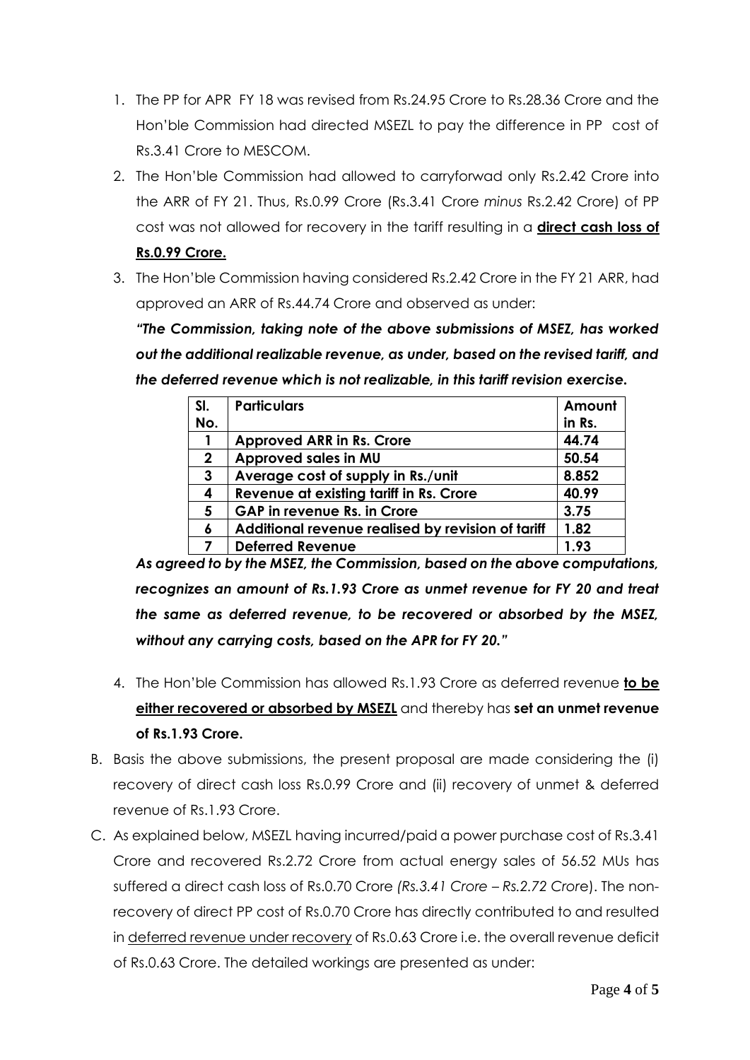1. The PP for APR FY 18 was revised from Rs.24.95 Crore to Rs.28.36 Crore and the Hon'ble Commission had directed MSEZL to pay the difference in PP cost of Rs.3.41 Crore to MESCOM.
2. The Hon'ble Commission had allowed to carryforwad only Rs.2.42 Crore into the ARR of FY 21. Thus, Rs.0.99 Crore (Rs.3.41 Crore *minus* Rs.2.42 Crore) of PP cost was not allowed for recovery in the tariff resulting in a **direct cash loss of Rs.0.99 Crore.**
3. The Hon'ble Commission having considered Rs.2.42 Crore in the FY 21 ARR, had approved an ARR of Rs.44.74 Crore and observed as under:

   ***"The Commission, taking note of the above submissions of MSEZ, has worked out the additional realizable revenue, as under, based on the revised tariff, and the deferred revenue which is not realizable, in this tariff revision exercise.***

   | Sl. No. | Particulars | Amount in Rs. |
   |---|---|---|
   | 1 | Approved ARR in Rs. Crore | 44.74 |
   | 2 | Approved sales in MU | 50.54 |
   | 3 | Average cost of supply in Rs./unit | 8.852 |
   | 4 | Revenue at existing tariff in Rs. Crore | 40.99 |
   | 5 | GAP in revenue Rs. in Crore | 3.75 |
   | 6 | Additional revenue realised by revision of tariff | 1.82 |
   | 7 | Deferred Revenue | 1.93 |

   ***As agreed to by the MSEZ, the Commission, based on the above computations, recognizes an amount of Rs.1.93 Crore as unmet revenue for FY 20 and treat the same as deferred revenue, to be recovered or absorbed by the MSEZ, without any carrying costs, based on the APR for FY 20."***

4. The Hon'ble Commission has allowed Rs.1.93 Crore as deferred revenue **to be either recovered or absorbed by MSEZL** and thereby has **set an unmet revenue of Rs.1.93 Crore.**

B. Basis the above submissions, the present proposal are made considering the (i) recovery of direct cash loss Rs.0.99 Crore and (ii) recovery of unmet & deferred revenue of Rs.1.93 Crore.

C. As explained below, MSEZL having incurred/paid a power purchase cost of Rs.3.41 Crore and recovered Rs.2.72 Crore from actual energy sales of 56.52 MUs has suffered a direct cash loss of Rs.0.70 Crore *(Rs.3.41 Crore – Rs.2.72 Crore*). The non-recovery of direct PP cost of Rs.0.70 Crore has directly contributed to and resulted in deferred revenue under recovery of Rs.0.63 Crore i.e. the overall revenue deficit of Rs.0.63 Crore. The detailed workings are presented as under: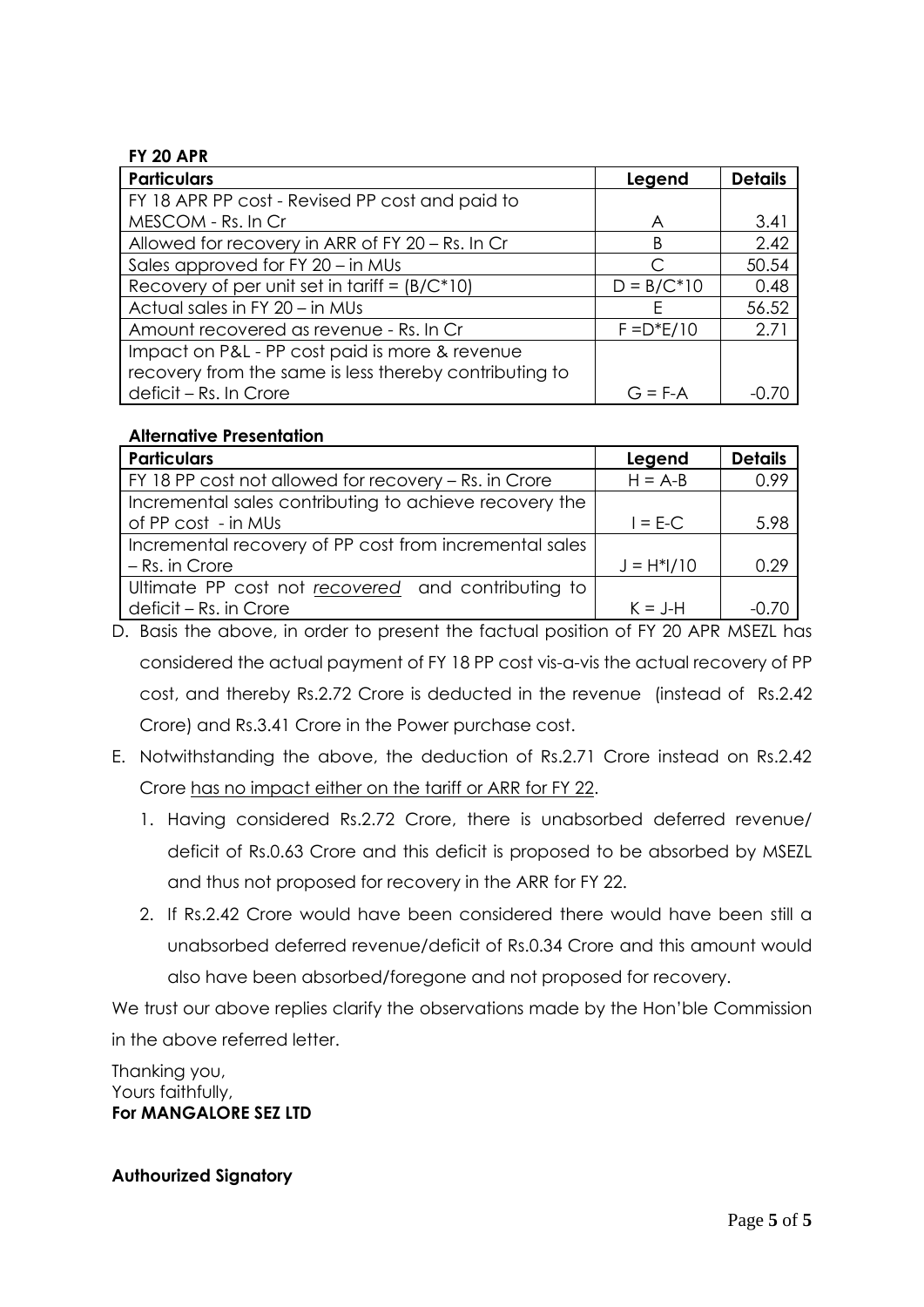**FY 20 APR**

| Particulars | Legend | Details |
|---|---|---|
| FY 18 APR PP cost - Revised PP cost and paid to MESCOM - Rs. In Cr | A | 3.41 |
| Allowed for recovery in ARR of FY 20 – Rs. In Cr | B | 2.42 |
| Sales approved for FY 20 – in MUs | C | 50.54 |
| Recovery of per unit set in tariff = (B/C*10) | D = B/C*10 | 0.48 |
| Actual sales in FY 20 – in MUs | E | 56.52 |
| Amount recovered as revenue - Rs. In Cr | F =D*E/10 | 2.71 |
| Impact on P&L - PP cost paid is more & revenue recovery from the same is less thereby contributing to deficit – Rs. In Crore | G = F-A | -0.70 |

**Alternative Presentation**

| Particulars | Legend | Details |
|---|---|---|
| FY 18 PP cost not allowed for recovery – Rs. in Crore | H = A-B | 0.99 |
| Incremental sales contributing to achieve recovery the of PP cost - in MUs | I = E-C | 5.98 |
| Incremental recovery of PP cost from incremental sales – Rs. in Crore | J = H*I/10 | 0.29 |
| Ultimate PP cost not *recovered* and contributing to deficit – Rs. in Crore | K = J-H | -0.70 |

D. Basis the above, in order to present the factual position of FY 20 APR MSEZL has considered the actual payment of FY 18 PP cost vis-a-vis the actual recovery of PP cost, and thereby Rs.2.72 Crore is deducted in the revenue (instead of Rs.2.42 Crore) and Rs.3.41 Crore in the Power purchase cost.

E. Notwithstanding the above, the deduction of Rs.2.71 Crore instead on Rs.2.42 Crore has no impact either on the tariff or ARR for FY 22.

1. Having considered Rs.2.72 Crore, there is unabsorbed deferred revenue/ deficit of Rs.0.63 Crore and this deficit is proposed to be absorbed by MSEZL and thus not proposed for recovery in the ARR for FY 22.
2. If Rs.2.42 Crore would have been considered there would have been still a unabsorbed deferred revenue/deficit of Rs.0.34 Crore and this amount would also have been absorbed/foregone and not proposed for recovery.

We trust our above replies clarify the observations made by the Hon'ble Commission in the above referred letter.

Thanking you,
Yours faithfully,
**For MANGALORE SEZ LTD**

**Authourized Signatory**